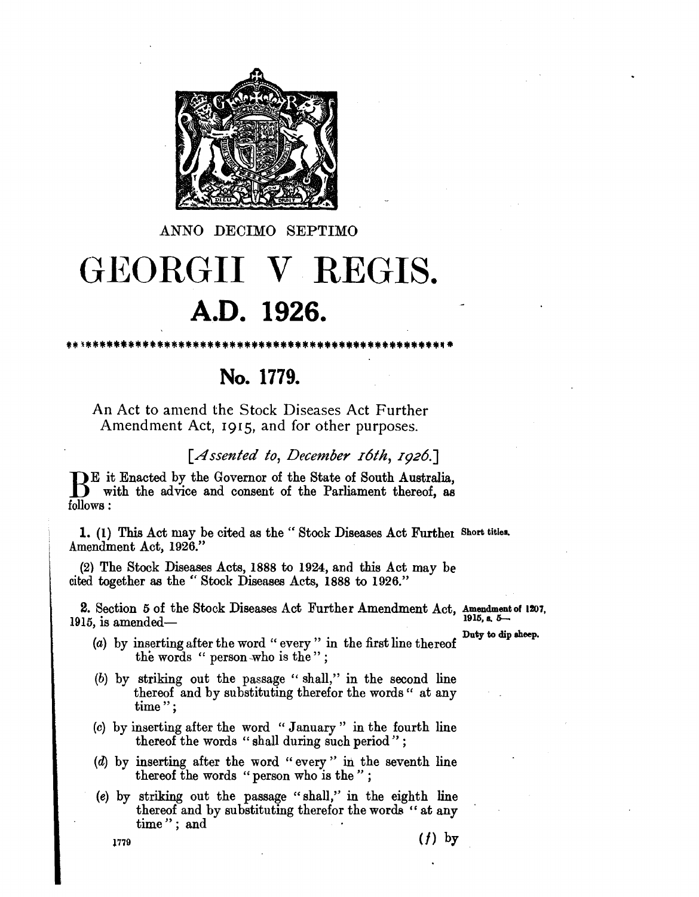ANNO DECIMO SEPTIMO

# GEORGII V REGIS.

# A.D. 1926.

## No. 1779.

An Act to amend the Stock Diseases Act Further Amendment Act, 1915, and for other purposes.

*[Assented to, December 16th, 1926.]*

BE it Enacted by the Governor of the State of South Australia, with the advice and consent of the Parliament thereof, as follows:

**Short titles.**

1. (1) This Act may be cited as the "Stock Diseases Act Further Amendment Act, 1926."

(2) The Stock Diseases Acts, 1888 to 1924, and this Act may be cited together as the "Stock Diseases Acts, 1888 to 1926."

**Amendment of 1207, 1915, s. 5—Duty to dip sheep.**

2. Section 5 of the Stock Diseases Act Further Amendment Act, 1915, is amended—

(a) by inserting after the word "every" in the first line thereof the words "person who is the";

(b) by striking out the passage "shall," in the second line thereof and by substituting therefor the words "at any time";

(c) by inserting after the word "January" in the fourth line thereof the words "shall during such period";

(d) by inserting after the word "every" in the seventh line thereof the words "person who is the";

(e) by striking out the passage "shall," in the eighth line thereof and by substituting therefor the words "at any time"; and

(f) by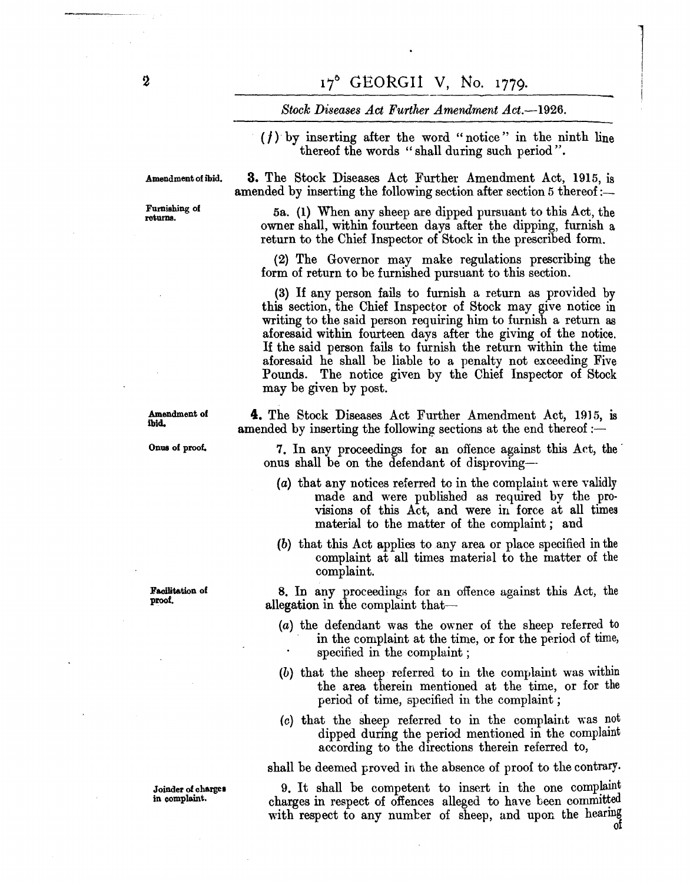(*f*) by inserting after the word "notice" in the ninth line thereof the words "shall during such period".

Amendment of ibid.

**3.** The Stock Diseases Act Further Amendment Act, 1915, is amended by inserting the following section after section 5 thereof:—

Furnishing of returns.

5a. (1) When any sheep are dipped pursuant to this Act, the owner shall, within fourteen days after the dipping, furnish a return to the Chief Inspector of Stock in the prescribed form.

(2) The Governor may make regulations prescribing the form of return to be furnished pursuant to this section.

(3) If any person fails to furnish a return as provided by this section, the Chief Inspector of Stock may give notice in writing to the said person requiring him to furnish a return as aforesaid within fourteen days after the giving of the notice. If the said person fails to furnish the return within the time aforesaid he shall be liable to a penalty not exceeding Five Pounds. The notice given by the Chief Inspector of Stock may be given by post.

Amendment of ibid.

**4.** The Stock Diseases Act Further Amendment Act, 1915, is amended by inserting the following sections at the end thereof:—

Onus of proof.

7. In any proceedings for an offence against this Act, the onus shall be on the defendant of disproving—

(*a*) that any notices referred to in the complaint were validly made and were published as required by the provisions of this Act, and were in force at all times material to the matter of the complaint; and

(*b*) that this Act applies to any area or place specified in the complaint at all times material to the matter of the complaint.

Facilitation of proof.

8. In any proceedings for an offence against this Act, the allegation in the complaint that—

(*a*) the defendant was the owner of the sheep referred to in the complaint at the time, or for the period of time, specified in the complaint;

(*b*) that the sheep referred to in the complaint was within the area therein mentioned at the time, or for the period of time, specified in the complaint;

(*c*) that the sheep referred to in the complaint was not dipped during the period mentioned in the complaint according to the directions therein referred to,

shall be deemed proved in the absence of proof to the contrary.

Joinder of charges in complaint.

9. It shall be competent to insert in the one complaint charges in respect of offences alleged to have been committed with respect to any number of sheep, and upon the hearing of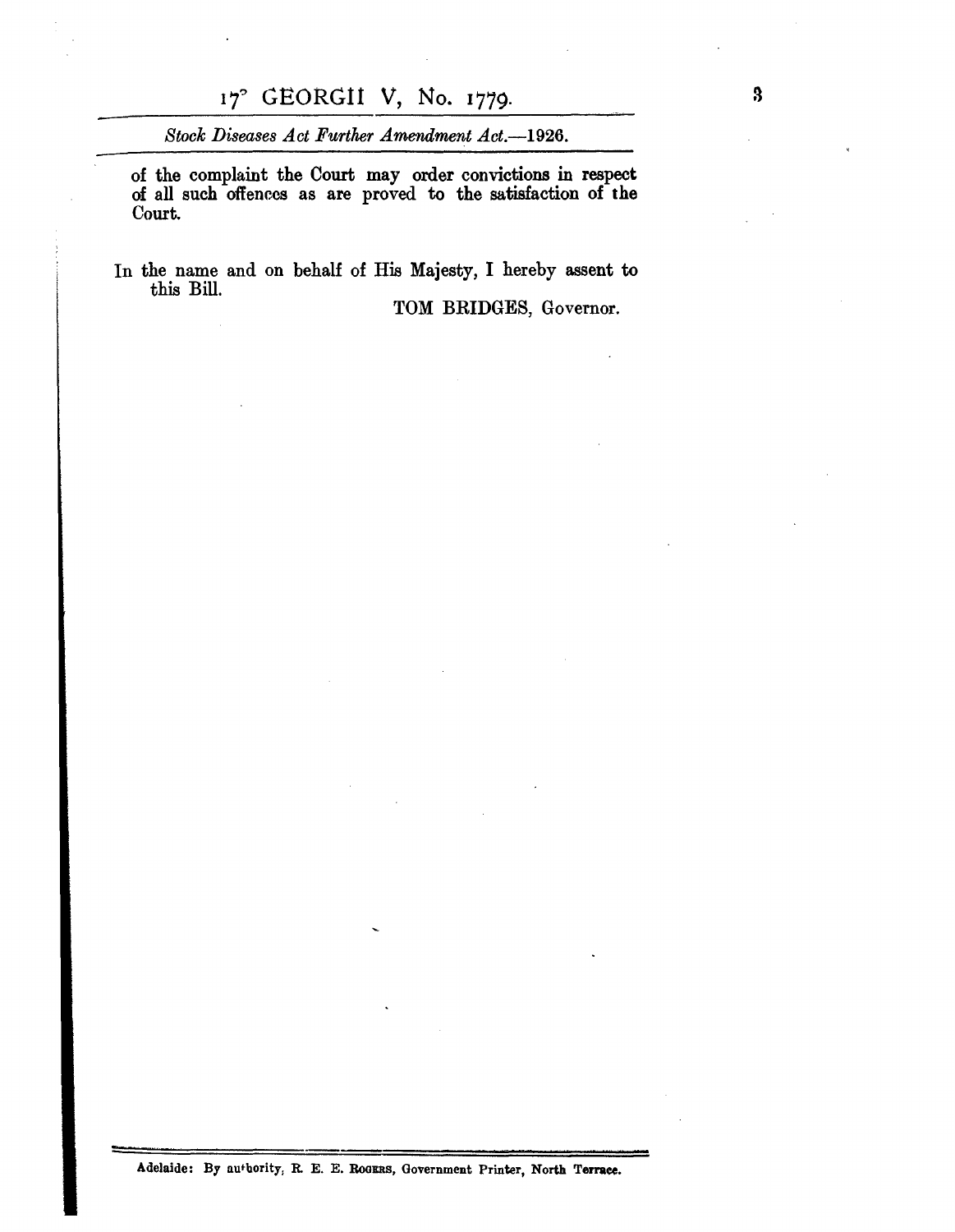of the complaint the Court may order convictions in respect of all such offences as are proved to the satisfaction of the Court.

In the name and on behalf of His Majesty, I hereby assent to this Bill.

TOM BRIDGES, Governor.

Adelaide: By authority, R. E. E. Rogers, Government Printer, North Terrace.